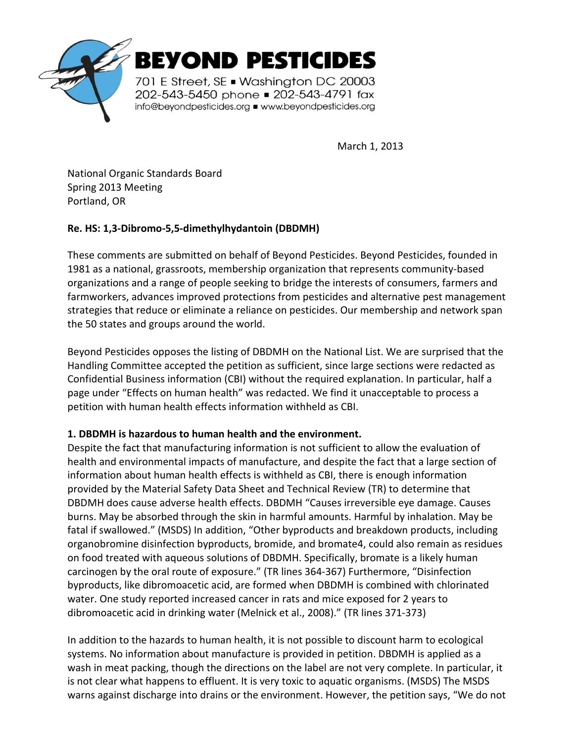# BEYOND PESTICIDES

701 E Street, SE ▪ Washington DC 20003
202-543-5450 phone ▪ 202-543-4791 fax
info@beyondpesticides.org ▪ www.beyondpesticides.org

March 1, 2013

National Organic Standards Board
Spring 2013 Meeting
Portland, OR

**Re. HS: 1,3-Dibromo-5,5-dimethylhydantoin (DBDMH)**

These comments are submitted on behalf of Beyond Pesticides. Beyond Pesticides, founded in 1981 as a national, grassroots, membership organization that represents community-based organizations and a range of people seeking to bridge the interests of consumers, farmers and farmworkers, advances improved protections from pesticides and alternative pest management strategies that reduce or eliminate a reliance on pesticides. Our membership and network span the 50 states and groups around the world.

Beyond Pesticides opposes the listing of DBDMH on the National List. We are surprised that the Handling Committee accepted the petition as sufficient, since large sections were redacted as Confidential Business information (CBI) without the required explanation. In particular, half a page under "Effects on human health" was redacted. We find it unacceptable to process a petition with human health effects information withheld as CBI.

**1. DBDMH is hazardous to human health and the environment.**

Despite the fact that manufacturing information is not sufficient to allow the evaluation of health and environmental impacts of manufacture, and despite the fact that a large section of information about human health effects is withheld as CBI, there is enough information provided by the Material Safety Data Sheet and Technical Review (TR) to determine that DBDMH does cause adverse health effects. DBDMH "Causes irreversible eye damage. Causes burns. May be absorbed through the skin in harmful amounts. Harmful by inhalation. May be fatal if swallowed." (MSDS) In addition, "Other byproducts and breakdown products, including organobromine disinfection byproducts, bromide, and bromate4, could also remain as residues on food treated with aqueous solutions of DBDMH. Specifically, bromate is a likely human carcinogen by the oral route of exposure." (TR lines 364-367) Furthermore, "Disinfection byproducts, like dibromoacetic acid, are formed when DBDMH is combined with chlorinated water. One study reported increased cancer in rats and mice exposed for 2 years to dibromoacetic acid in drinking water (Melnick et al., 2008)." (TR lines 371-373)

In addition to the hazards to human health, it is not possible to discount harm to ecological systems. No information about manufacture is provided in petition. DBDMH is applied as a wash in meat packing, though the directions on the label are not very complete. In particular, it is not clear what happens to effluent. It is very toxic to aquatic organisms. (MSDS) The MSDS warns against discharge into drains or the environment. However, the petition says, "We do not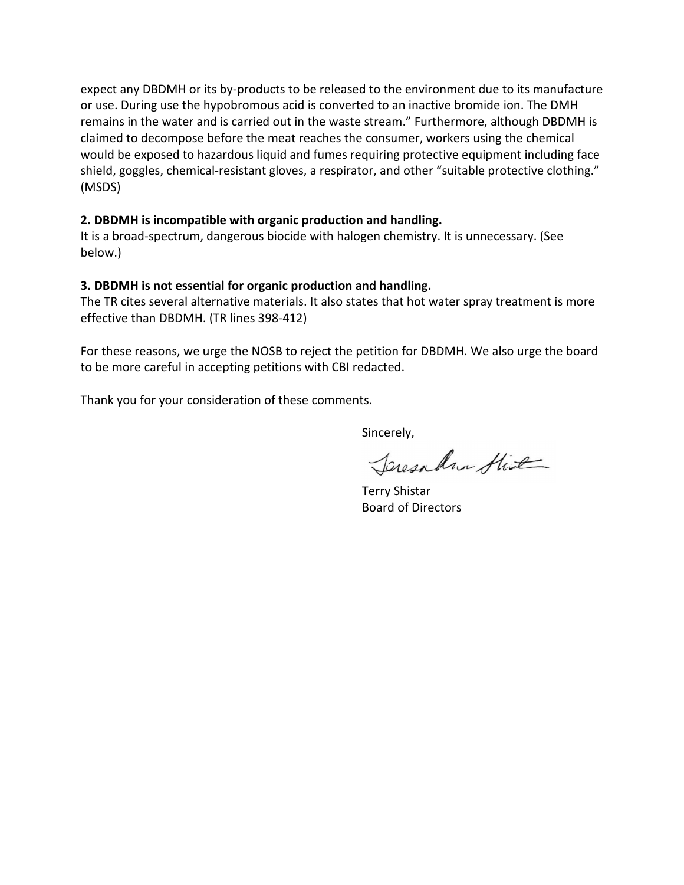expect any DBDMH or its by-products to be released to the environment due to its manufacture or use. During use the hypobromous acid is converted to an inactive bromide ion. The DMH remains in the water and is carried out in the waste stream." Furthermore, although DBDMH is claimed to decompose before the meat reaches the consumer, workers using the chemical would be exposed to hazardous liquid and fumes requiring protective equipment including face shield, goggles, chemical-resistant gloves, a respirator, and other "suitable protective clothing." (MSDS)

**2. DBDMH is incompatible with organic production and handling.**
It is a broad-spectrum, dangerous biocide with halogen chemistry. It is unnecessary. (See below.)

**3. DBDMH is not essential for organic production and handling.**
The TR cites several alternative materials. It also states that hot water spray treatment is more effective than DBDMH. (TR lines 398-412)

For these reasons, we urge the NOSB to reject the petition for DBDMH. We also urge the board to be more careful in accepting petitions with CBI redacted.

Thank you for your consideration of these comments.

Sincerely,

Terry Shistar
Board of Directors